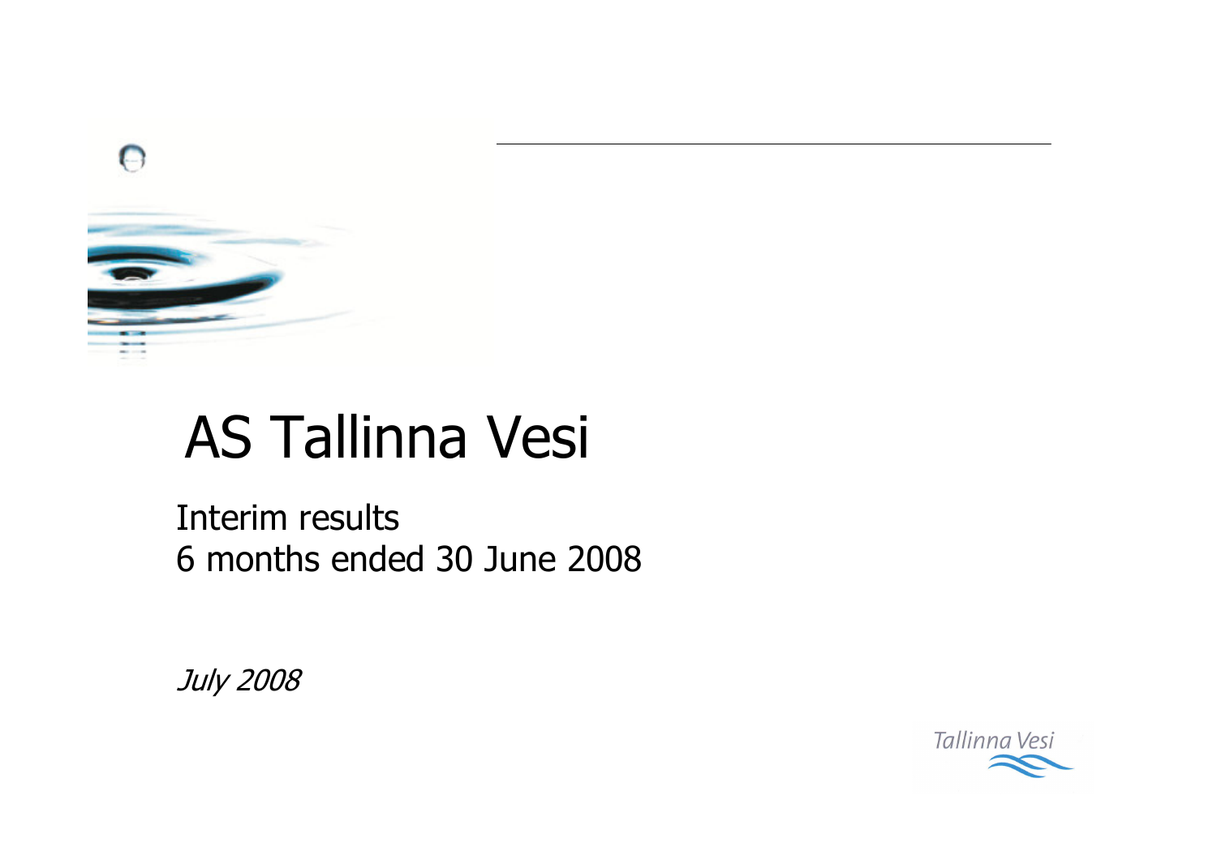# AS Tallinna Vesi

Interim results
6 months ended 30 June 2008

*July 2008*

Tallinna Vesi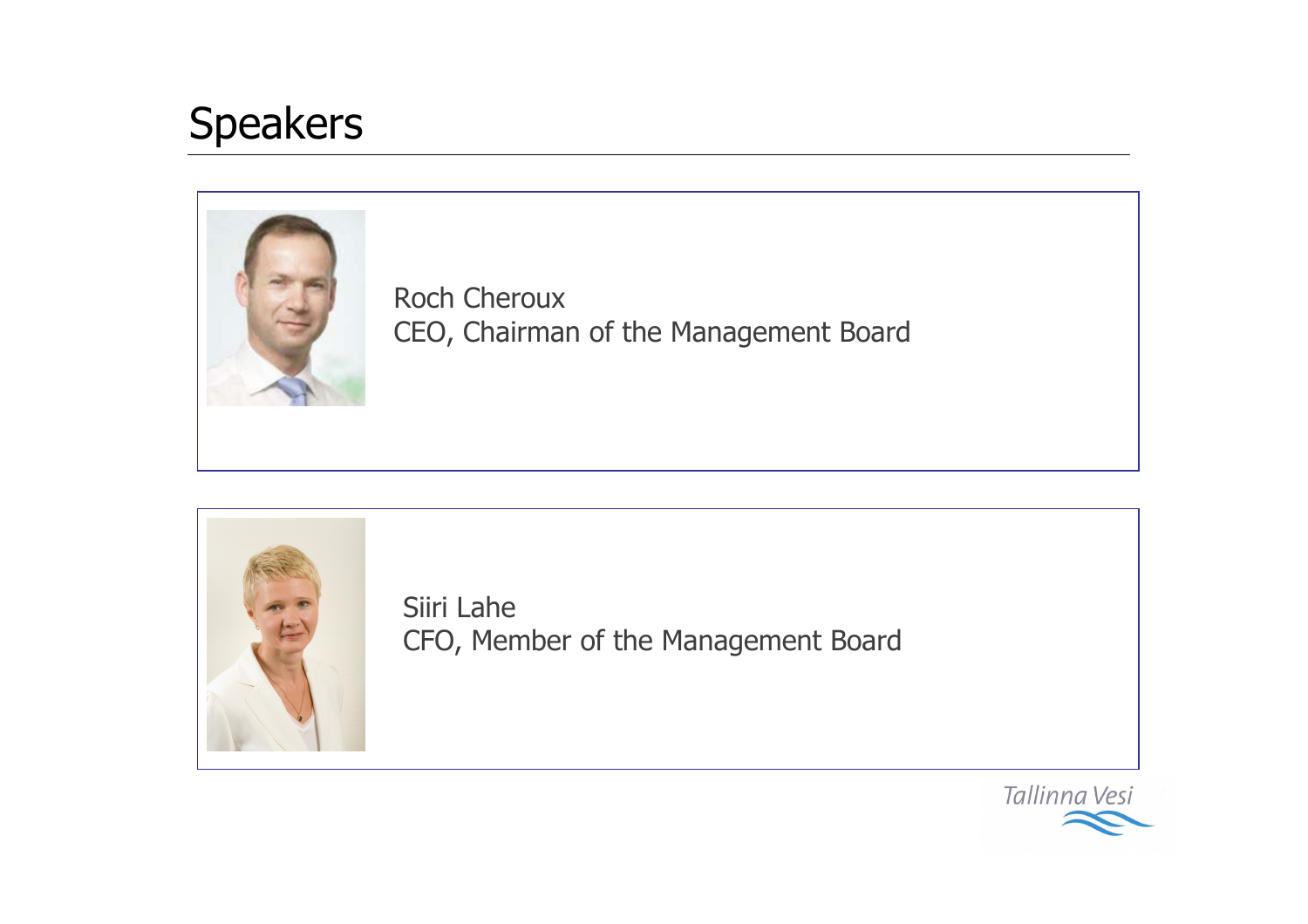# Speakers

Roch Cheroux
CEO, Chairman of the Management Board

Siiri Lahe
CFO, Member of the Management Board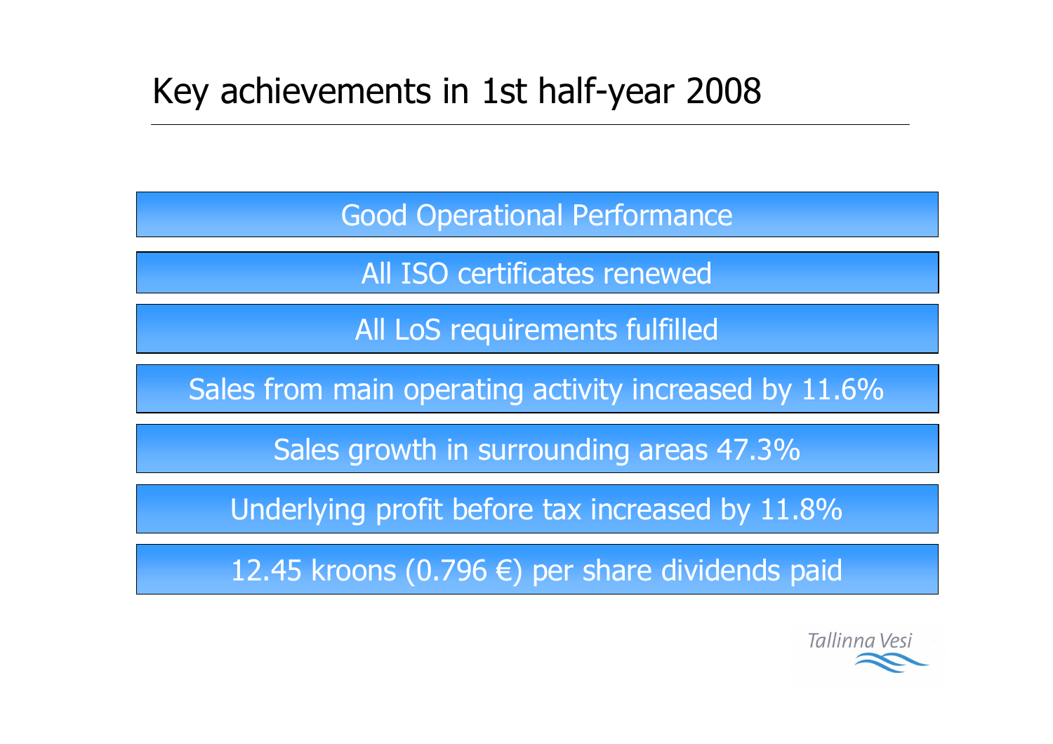# Key achievements in 1st half-year 2008

- Good Operational Performance
- All ISO certificates renewed
- All LoS requirements fulfilled
- Sales from main operating activity increased by 11.6%
- Sales growth in surrounding areas 47.3%
- Underlying profit before tax increased by 11.8%
- 12.45 kroons (0.796 €) per share dividends paid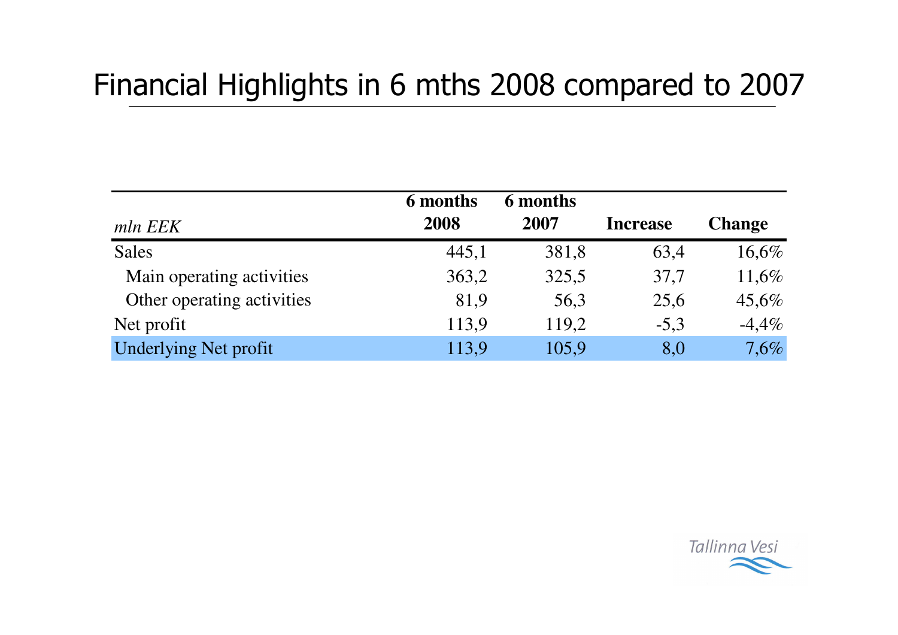# Financial Highlights in 6 mths 2008 compared to 2007

| *mln EEK* | **6 months 2008** | **6 months 2007** | **Increase** | **Change** |
|---|---|---|---|---|
| Sales | 445,1 | 381,8 | 63,4 | 16,6% |
| Main operating activities | 363,2 | 325,5 | 37,7 | 11,6% |
| Other operating activities | 81,9 | 56,3 | 25,6 | 45,6% |
| Net profit | 113,9 | 119,2 | -5,3 | -4,4% |
| Underlying Net profit | 113,9 | 105,9 | 8,0 | 7,6% |

Tallinna Vesi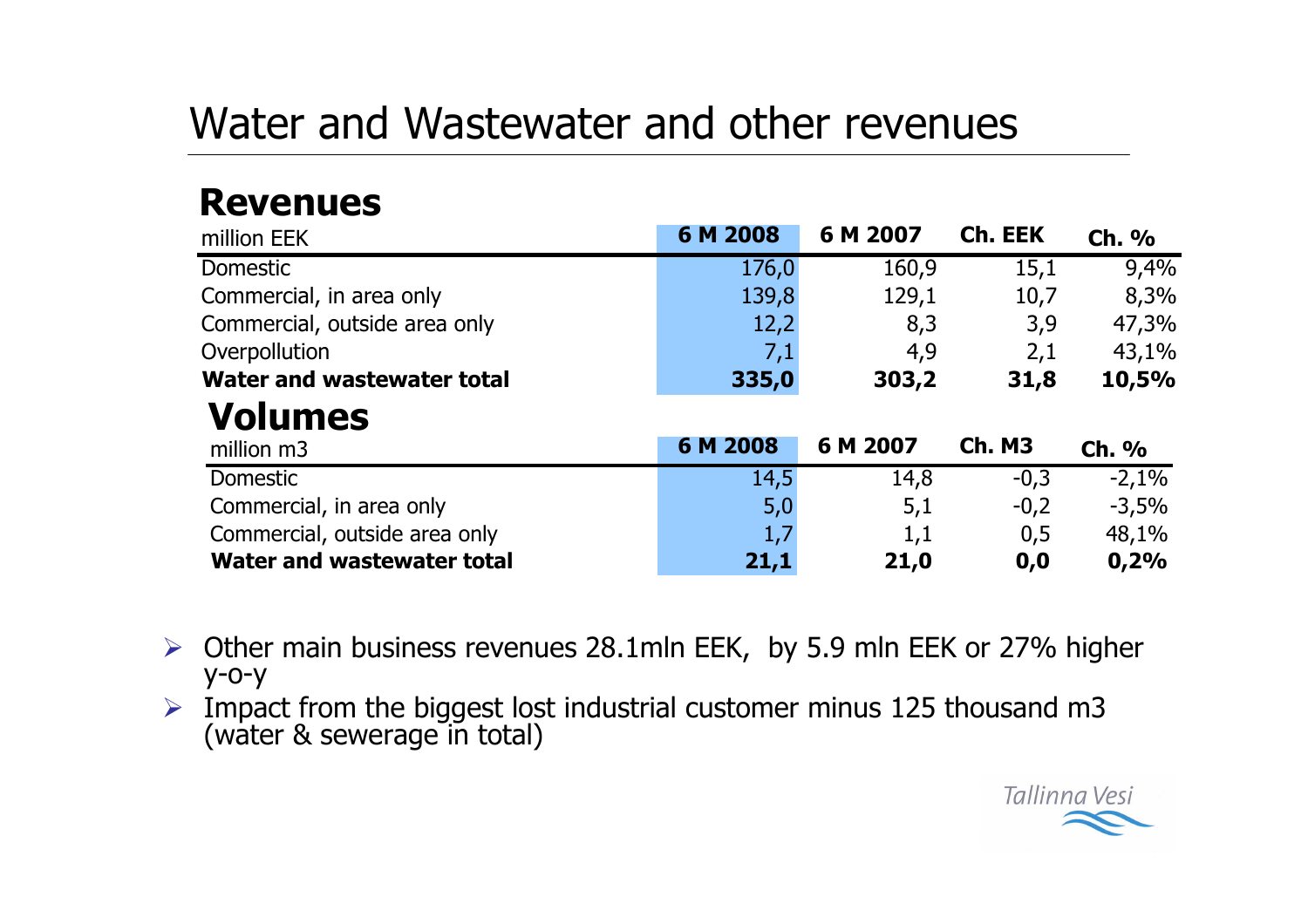# Water and Wastewater and other revenues

## Revenues

| million EEK | 6 M 2008 | 6 M 2007 | Ch. EEK | Ch. % |
|---|---|---|---|---|
| Domestic | 176,0 | 160,9 | 15,1 | 9,4% |
| Commercial, in area only | 139,8 | 129,1 | 10,7 | 8,3% |
| Commercial, outside area only | 12,2 | 8,3 | 3,9 | 47,3% |
| Overpollution | 7,1 | 4,9 | 2,1 | 43,1% |
| **Water and wastewater total** | **335,0** | **303,2** | **31,8** | **10,5%** |

## Volumes

| million m3 | 6 M 2008 | 6 M 2007 | Ch. M3 | Ch. % |
|---|---|---|---|---|
| Domestic | 14,5 | 14,8 | -0,3 | -2,1% |
| Commercial, in area only | 5,0 | 5,1 | -0,2 | -3,5% |
| Commercial, outside area only | 1,7 | 1,1 | 0,5 | 48,1% |
| **Water and wastewater total** | **21,1** | **21,0** | **0,0** | **0,2%** |

- Other main business revenues 28.1mln EEK, by 5.9 mln EEK or 27% higher y-o-y
- Impact from the biggest lost industrial customer minus 125 thousand m3 (water & sewerage in total)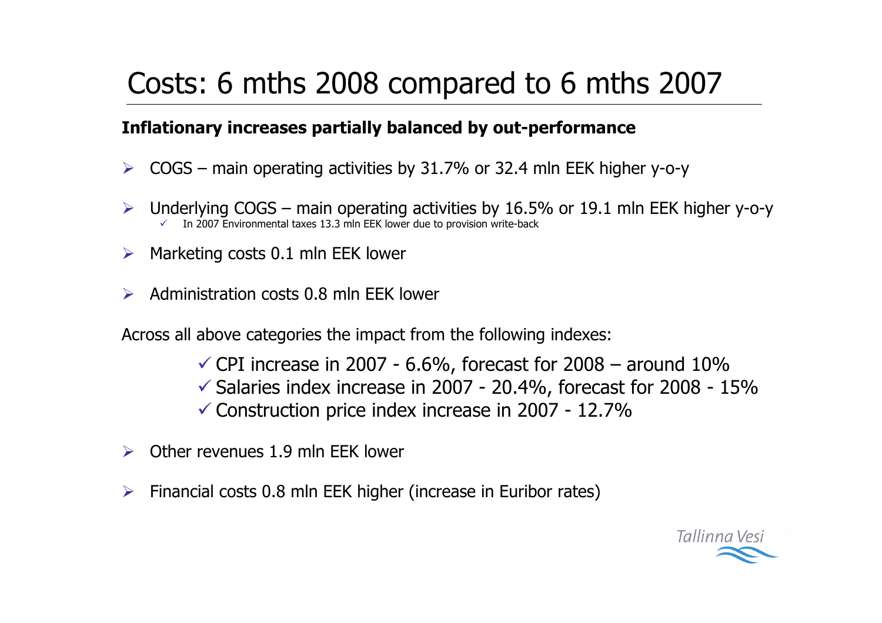# Costs: 6 mths 2008 compared to 6 mths 2007

**Inflationary increases partially balanced by out-performance**

- COGS – main operating activities by 31.7% or 32.4 mln EEK higher y-o-y
- Underlying COGS – main operating activities by 16.5% or 19.1 mln EEK higher y-o-y
  - In 2007 Environmental taxes 13.3 mln EEK lower due to provision write-back
- Marketing costs 0.1 mln EEK lower
- Administration costs 0.8 mln EEK lower

Across all above categories the impact from the following indexes:

- CPI increase in 2007 - 6.6%, forecast for 2008 – around 10%
- Salaries index increase in 2007 - 20.4%, forecast for 2008 - 15%
- Construction price index increase in 2007 - 12.7%

- Other revenues 1.9 mln EEK lower
- Financial costs 0.8 mln EEK higher (increase in Euribor rates)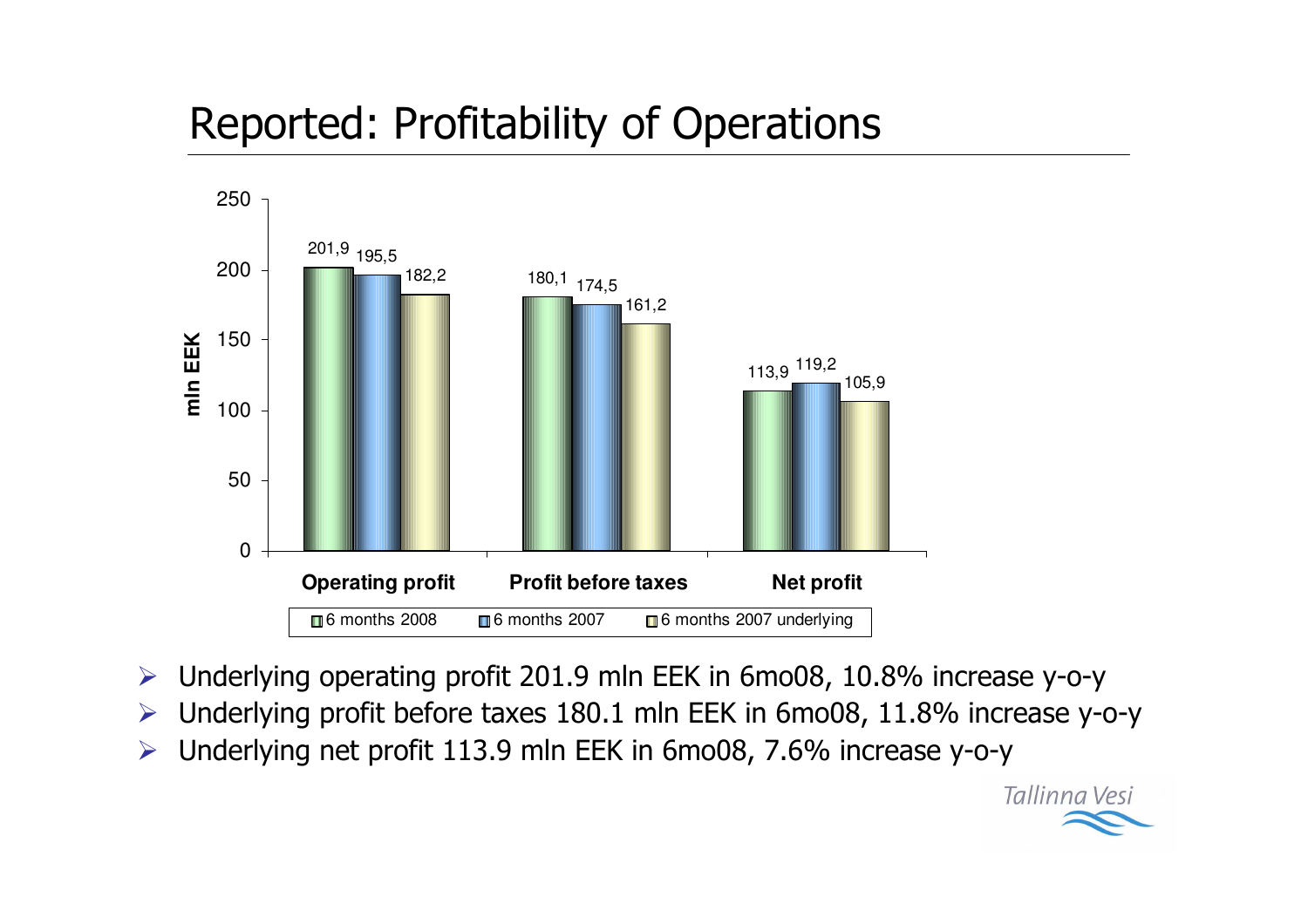# Reported: Profitability of Operations

| mln EEK | Operating profit | Profit before taxes | Net profit |
| --- | --- | --- | --- |
| 6 months 2008 | 201,9 | 180,1 | 113,9 |
| 6 months 2007 | 195,5 | 174,5 | 119,2 |
| 6 months 2007 underlying | 182,2 | 161,2 | 105,9 |

- Underlying operating profit 201.9 mln EEK in 6mo08, 10.8% increase y-o-y
- Underlying profit before taxes 180.1 mln EEK in 6mo08, 11.8% increase y-o-y
- Underlying net profit 113.9 mln EEK in 6mo08, 7.6% increase y-o-y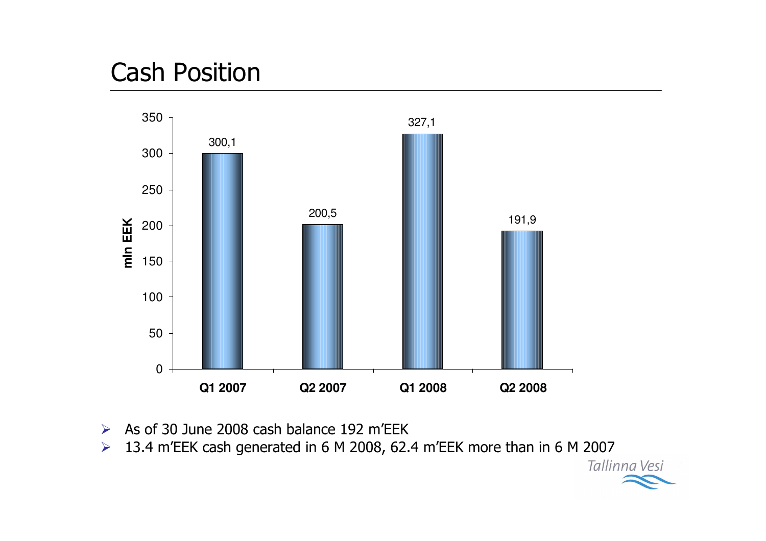# Cash Position

| | Q1 2007 | Q2 2007 | Q1 2008 | Q2 2008 |
|---|---|---|---|---|
| mln EEK | 300,1 | 200,5 | 327,1 | 191,9 |

- As of 30 June 2008 cash balance 192 m'EEK
- 13.4 m'EEK cash generated in 6 M 2008, 62.4 m'EEK more than in 6 M 2007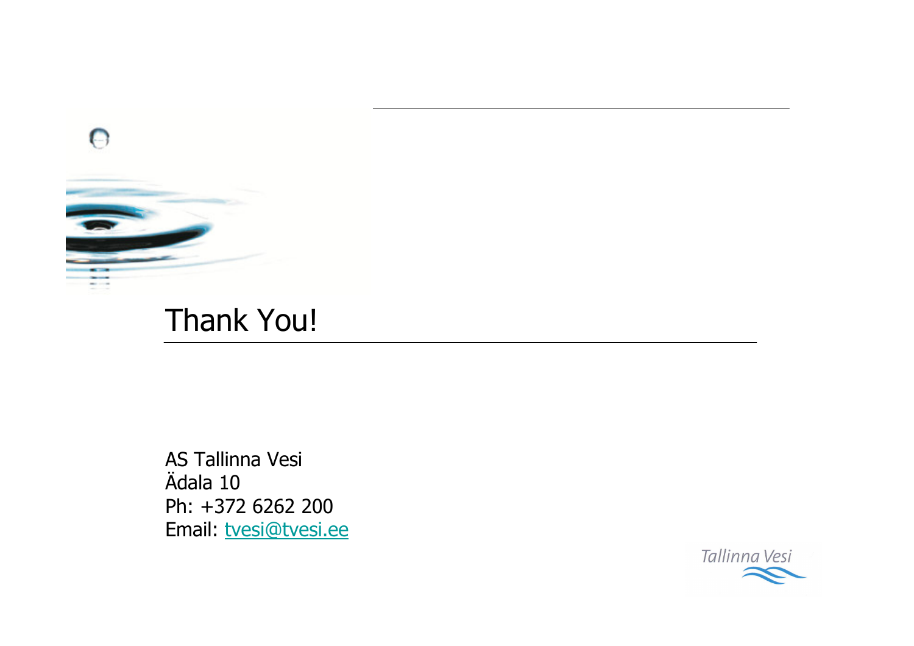# Thank You!

AS Tallinna Vesi
Ädala 10
Ph: +372 6262 200
Email: tvesi@tvesi.ee

Tallinna Vesi